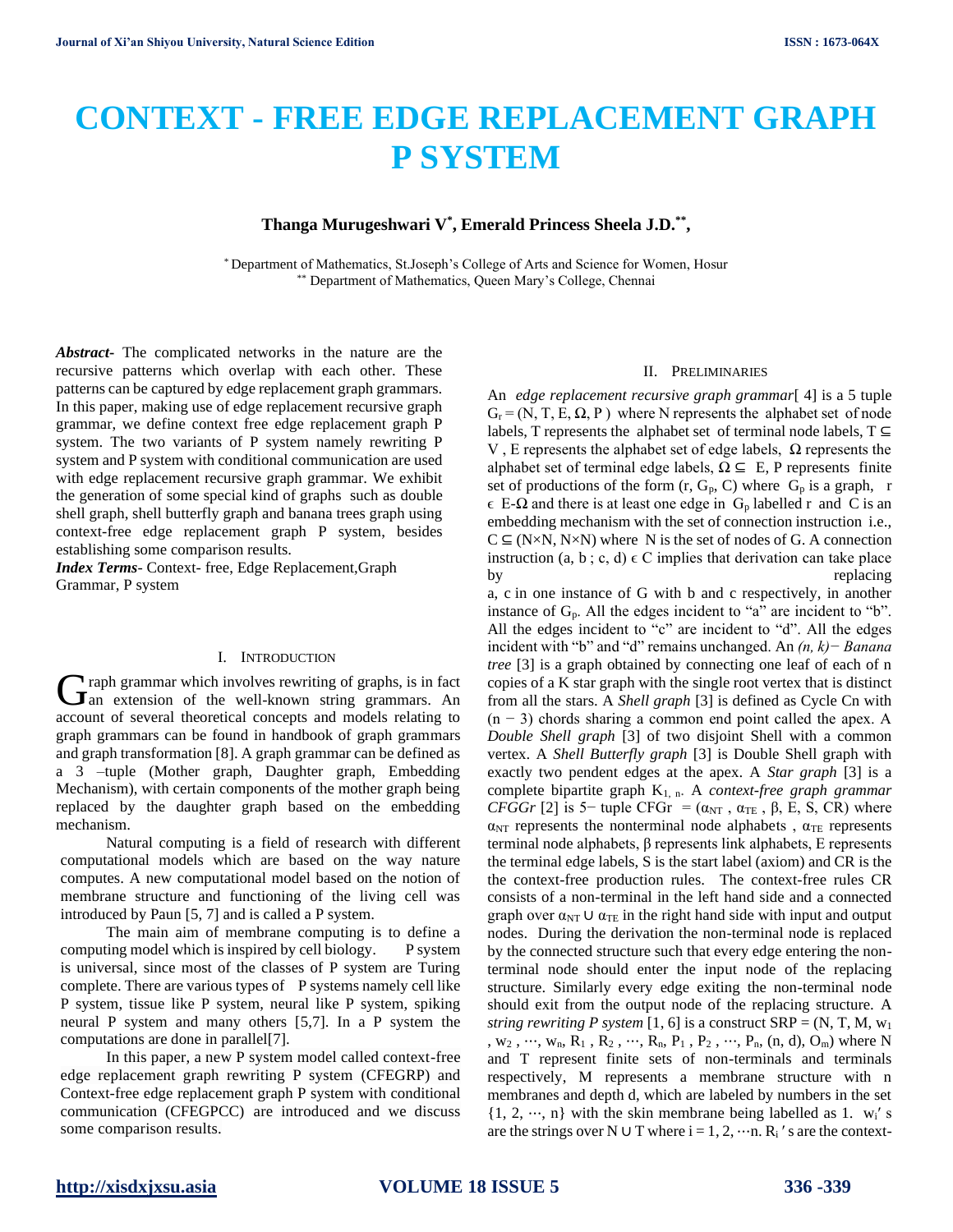# CONTEXT - FREE EDGE REPLACEMENT GRAPH P SYSTEM

**Thanga Murugeshwari V[*], Emerald Princess Sheela J.D.[**],**

[*] Department of Mathematics, St.Joseph's College of Arts and Science for Women, Hosur
[**] Department of Mathematics, Queen Mary's College, Chennai

***Abstract***- The complicated networks in the nature are the recursive patterns which overlap with each other. These patterns can be captured by edge replacement graph grammars. In this paper, making use of edge replacement recursive graph grammar, we define context free edge replacement graph P system. The two variants of P system namely rewriting P system and P system with conditional communication are used with edge replacement recursive graph grammar. We exhibit the generation of some special kind of graphs such as double shell graph, shell butterfly graph and banana trees graph using context-free edge replacement graph P system, besides establishing some comparison results.

***Index Terms***- Context- free, Edge Replacement,Graph Grammar, P system

## I. Introduction

Graph grammar which involves rewriting of graphs, is in fact an extension of the well-known string grammars. An account of several theoretical concepts and models relating to graph grammars can be found in handbook of graph grammars and graph transformation [8]. A graph grammar can be defined as a 3 –tuple (Mother graph, Daughter graph, Embedding Mechanism), with certain components of the mother graph being replaced by the daughter graph based on the embedding mechanism.

Natural computing is a field of research with different computational models which are based on the way nature computes. A new computational model based on the notion of membrane structure and functioning of the living cell was introduced by Paun [5, 7] and is called a P system.

The main aim of membrane computing is to define a computing model which is inspired by cell biology. P system is universal, since most of the classes of P system are Turing complete. There are various types of P systems namely cell like P system, tissue like P system, neural like P system, spiking neural P system and many others [5,7]. In a P system the computations are done in parallel[7].

In this paper, a new P system model called context-free edge replacement graph rewriting P system (CFEGRP) and Context-free edge replacement graph P system with conditional communication (CFEGPCC) are introduced and we discuss some comparison results.

## II. Preliminaries

An *edge replacement recursive graph grammar*[ 4] is a 5 tuple $G_r = (N, T, E, \Omega, P)$ where N represents the alphabet set of node labels, T represents the alphabet set of terminal node labels, $T \subseteq V$ , E represents the alphabet set of edge labels, $\Omega$ represents the alphabet set of terminal edge labels, $\Omega \subseteq E$, P represents finite set of productions of the form $(r, G_p, C)$ where $G_p$ is a graph, $r \in E-\Omega$ and there is at least one edge in $G_p$ labelled r and C is an embedding mechanism with the set of connection instruction i.e., $C \subseteq (N\times N, N\times N)$ where N is the set of nodes of G. A connection instruction $(a, b ; c, d) \in C$ implies that derivation can take place by replacing a, c in one instance of G with b and c respectively, in another instance of $G_p$. All the edges incident to "a" are incident to "b". All the edges incident to "c" are incident to "d". All the edges incident with "b" and "d" remains unchanged. An *(n, k)− Banana tree* [3] is a graph obtained by connecting one leaf of each of n copies of a K star graph with the single root vertex that is distinct from all the stars. A *Shell graph* [3] is defined as Cycle Cn with (n − 3) chords sharing a common end point called the apex. A *Double Shell graph* [3] of two disjoint Shell with a common vertex. A *Shell Butterfly graph* [3] is Double Shell graph with exactly two pendent edges at the apex. A *Star graph* [3] is a complete bipartite graph $K_{1,\,n}$. A *context-free graph grammar CFGGr* [2] is 5− tuple CFGr $= (\alpha_{NT}, \alpha_{TE}, \beta, E, S, CR)$ where $\alpha_{NT}$ represents the nonterminal node alphabets , $\alpha_{TE}$ represents terminal node alphabets, β represents link alphabets, E represents the terminal edge labels, S is the start label (axiom) and CR is the the context-free production rules. The context-free rules CR consists of a non-terminal in the left hand side and a connected graph over $\alpha_{NT} \cup \alpha_{TE}$ in the right hand side with input and output nodes. During the derivation the non-terminal node is replaced by the connected structure such that every edge entering the non-terminal node should enter the input node of the replacing structure. Similarly every edge exiting the non-terminal node should exit from the output node of the replacing structure. A *string rewriting P system* [1, 6] is a construct SRP = $(N, T, M, w_1, w_2, \cdots, w_n, R_1, R_2, \cdots, R_n, P_1, P_2, \cdots, P_n, (n, d), O_m)$ where N and T represent finite sets of non-terminals and terminals respectively, M represents a membrane structure with n membranes and depth d, which are labeled by numbers in the set {1, 2, ⋯, n} with the skin membrane being labelled as 1. $w_i$' s are the strings over $N \cup T$ where i = 1, 2, ⋯n. $R_i$ ' s are the context-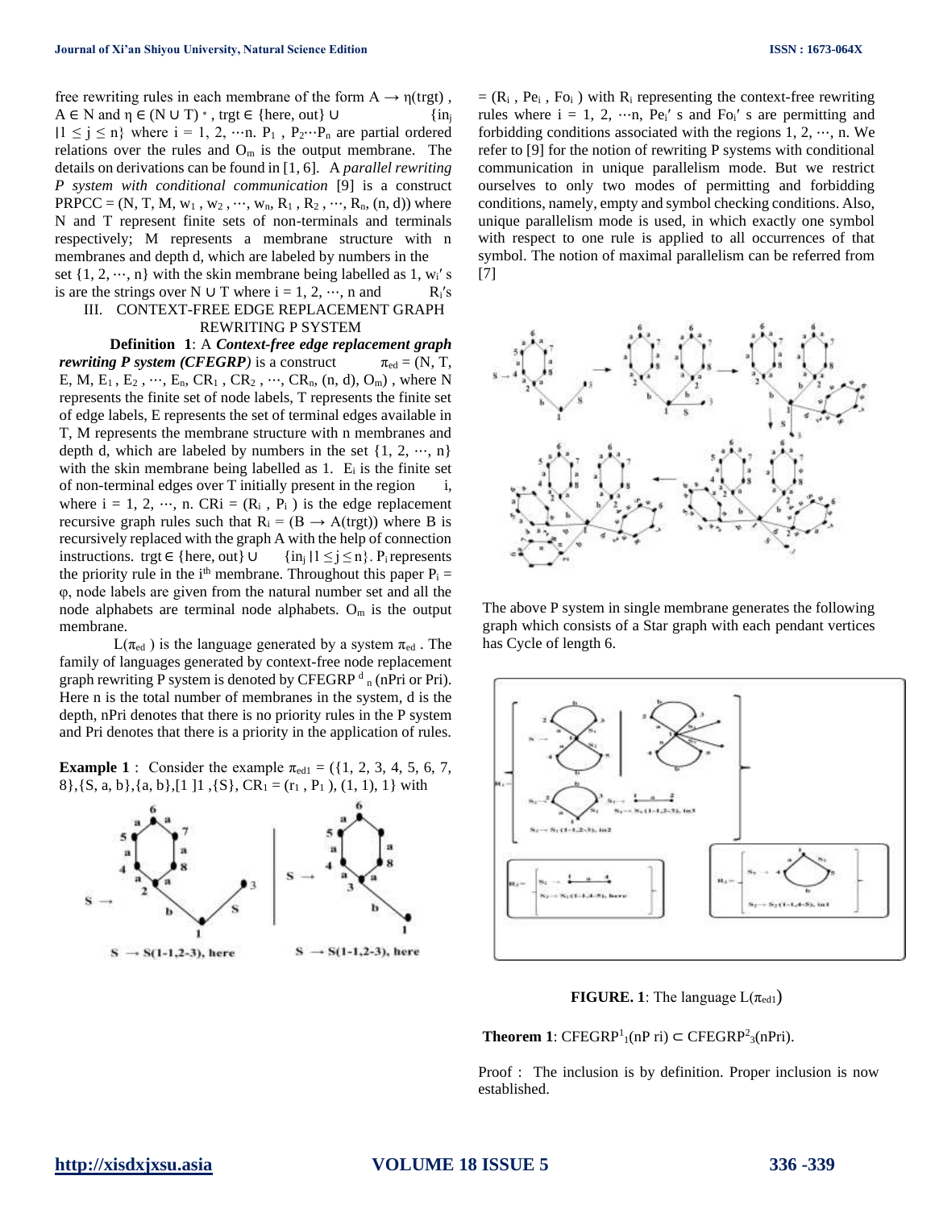free rewriting rules in each membrane of the form $A \rightarrow \eta(trgt)$, $A \in N$ and $\eta \in (N \cup T)^*$, $trgt \in \{here, out\} \cup \{in_j \mid 1 \leq j \leq n\}$ where $i = 1, 2, \cdots n$. $P_1, P_2 \cdots P_n$ are partial ordered relations over the rules and $O_m$ is the output membrane. The details on derivations can be found in [1, 6]. A *parallel rewriting P system with conditional communication* [9] is a construct $PRPCC = (N, T, M, w_1, w_2, \cdots, w_n, R_1, R_2, \cdots, R_n, (n, d))$ where N and T represent finite sets of non-terminals and terminals respectively; M represents a membrane structure with n membranes and depth d, which are labeled by numbers in the set $\{1, 2, \cdots, n\}$ with the skin membrane being labelled as 1, $w_i'$ s is are the strings over $N \cup T$ where $i = 1, 2, \cdots, n$ and $R_i'$s $= (R_i, Pe_i, Fo_i)$ with $R_i$ representing the context-free rewriting rules where $i = 1, 2, \cdots n$, $Pe_i'$ s and $Fo_i'$ s are permitting and forbidding conditions associated with the regions $1, 2, \cdots, n$. We refer to [9] for the notion of rewriting P systems with conditional communication in unique parallelism mode. But we restrict ourselves to only two modes of permitting and forbidding conditions, namely, empty and symbol checking conditions. Also, unique parallelism mode is used, in which exactly one symbol with respect to one rule is applied to all occurrences of that symbol. The notion of maximal parallelism can be referred from [7]

## III. CONTEXT-FREE EDGE REPLACEMENT GRAPH REWRITING P SYSTEM

**Definition 1**: A ***Context-free edge replacement graph rewriting P system (CFEGRP)*** is a construct $\pi_{ed} = (N, T, E, M, E_1, E_2, \cdots, E_n, CR_1, CR_2, \cdots, CR_n, (n, d), O_m)$, where N represents the finite set of node labels, T represents the finite set of edge labels, E represents the set of terminal edges available in T, M represents the membrane structure with n membranes and depth d, which are labeled by numbers in the set $\{1, 2, \cdots, n\}$ with the skin membrane being labelled as 1. $E_i$ is the finite set of non-terminal edges over T initially present in the region i, where $i = 1, 2, \cdots, n$. $CRi = (R_i, P_i)$ is the edge replacement recursive graph rules such that $R_i = (B \rightarrow A(trgt))$ where B is recursively replaced with the graph A with the help of connection instructions. $trgt \in \{here, out\} \cup \{in_j \mid 1 \leq j \leq n\}$. $P_i$ represents the priority rule in the i[th] membrane. Throughout this paper $P_i = \varphi$, node labels are given from the natural number set and all the node alphabets are terminal node alphabets. $O_m$ is the output membrane.

$L(\pi_{ed})$ is the language generated by a system $\pi_{ed}$. The family of languages generated by context-free node replacement graph rewriting P system is denoted by $CFEGRP^d{}_n$ (nPri or Pri). Here n is the total number of membranes in the system, d is the depth, nPri denotes that there is no priority rules in the P system and Pri denotes that there is a priority in the application of rules.

**Example 1** : Consider the example $\pi_{ed1} = (\{1, 2, 3, 4, 5, 6, 7, 8\}, \{S, a, b\}, \{a, b\}, [1\ ]1, \{S\}, CR_1 = (r_1, P_1), (1, 1), 1\}$ with

S → S(1-1,2-3), here

S → S(1-1,2-3), here

The above P system in single membrane generates the following graph which consists of a Star graph with each pendant vertices has Cycle of length 6.

**FIGURE. 1**: The language $L(\pi_{ed1})$

**Theorem 1**: $CFEGRP^1{}_1(nP\ ri) \subset CFEGRP^2{}_3(nPri)$.

Proof : The inclusion is by definition. Proper inclusion is now established.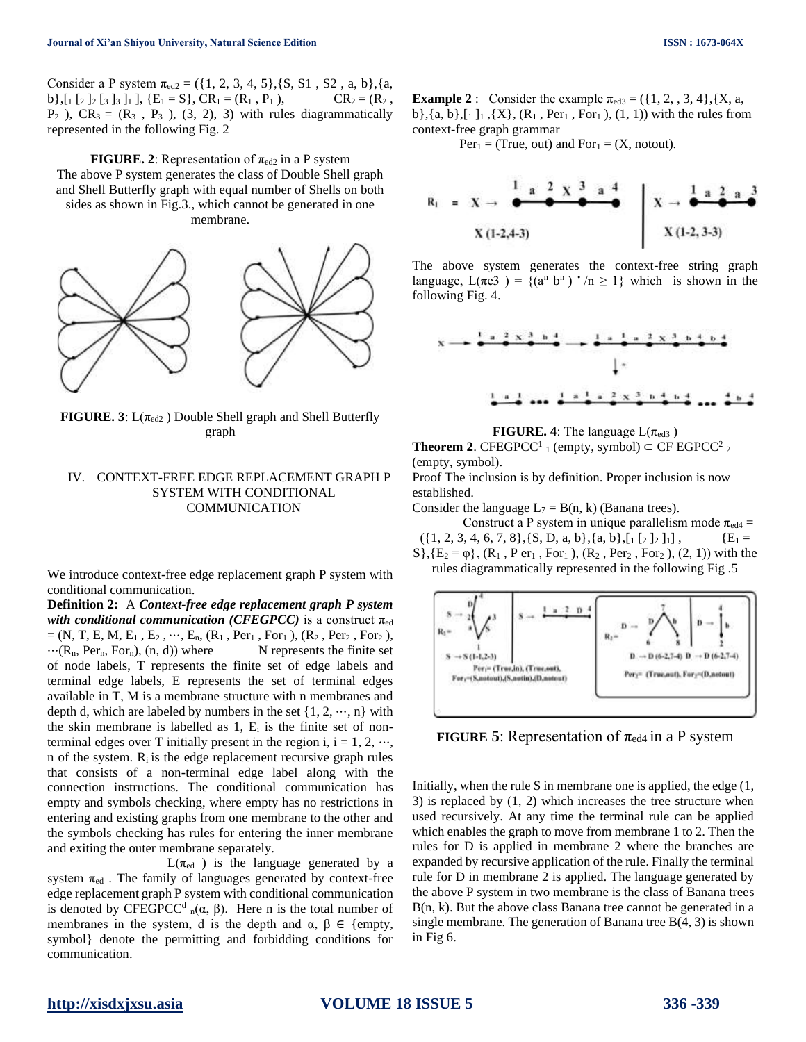Consider a P system $\pi_{ed2}$ = ({1, 2, 3, 4, 5},{S, S1 , S2 , a, b},{a, b},$[_1 [_2 ]_2 [_3 ]_3 ]_1$ ], {$E_1$ = S}, $CR_1$ = ($R_1$ , $P_1$ ), $CR_2$ = ($R_2$ , $P_2$ ), $CR_3$ = ($R_3$ , $P_3$ ), (3, 2), 3) with rules diagrammatically represented in the following Fig. 2

**FIGURE. 2**: Representation of $\pi_{ed2}$ in a P system

The above P system generates the class of Double Shell graph and Shell Butterfly graph with equal number of Shells on both sides as shown in Fig.3., which cannot be generated in one membrane.

**FIGURE. 3**: L($\pi_{ed2}$ ) Double Shell graph and Shell Butterfly graph

## IV. CONTEXT-FREE EDGE REPLACEMENT GRAPH P SYSTEM WITH CONDITIONAL COMMUNICATION

We introduce context-free edge replacement graph P system with conditional communication.

**Definition 2:** A ***Context-free edge replacement graph P system with conditional communication (CFEGPCC)*** is a construct $\pi_{ed}$ = (N, T, E, M, $E_1$ , $E_2$ , ⋯, $E_n$, ($R_1$ , $Per_1$ , $For_1$ ), ($R_2$ , $Per_2$ , $For_2$ ), ⋯($R_n$, $Per_n$, $For_n$), (n, d)) where N represents the finite set of node labels, T represents the finite set of edge labels and terminal edge labels, E represents the set of terminal edges available in T, M is a membrane structure with n membranes and depth d, which are labeled by numbers in the set {1, 2, ⋯, n} with the skin membrane is labelled as 1, $E_i$ is the finite set of non-terminal edges over T initially present in the region i, i = 1, 2, ⋯, n of the system. $R_i$ is the edge replacement recursive graph rules that consists of a non-terminal edge label along with the connection instructions. The conditional communication has empty and symbols checking, where empty has no restrictions in entering and existing graphs from one membrane to the other and the symbols checking has rules for entering the inner membrane and exiting the outer membrane separately.

L($\pi_{ed}$ ) is the language generated by a system $\pi_{ed}$ . The family of languages generated by context-free edge replacement graph P system with conditional communication is denoted by $CFEGPCC^d{}_n(\alpha, \beta)$. Here n is the total number of membranes in the system, d is the depth and α, β ∈ {empty, symbol} denote the permitting and forbidding conditions for communication.

**Example 2** : Consider the example $\pi_{ed3}$ = ({1, 2, , 3, 4}, {X, a, b},{a, b},$[_1 ]_1$ ,{X}, ($R_1$ , $Per_1$ , $For_1$ ), (1, 1)) with the rules from context-free graph grammar

$Per_1$ = (True, out) and $For_1$ = (X, notout).

$R_1$ = X → 1 a 2 X 3 a 4 | X → 1 a 2 a 3

X (1-2,4-3) X (1-2, 3-3)

The above system generates the context-free string graph language, L($\pi$e3 ) = {$(a^n\ b^n)^{\bullet}$ /n ≥ 1} which is shown in the following Fig. 4.

**FIGURE. 4**: The language L($\pi_{ed3}$ )

**Theorem 2**. $CFEGPCC^1{}_1$ (empty, symbol) ⊂ $CF\ EGPCC^2{}_2$ (empty, symbol).

Proof The inclusion is by definition. Proper inclusion is now established.

Consider the language $L_7$ = B(n, k) (Banana trees).

Construct a P system in unique parallelism mode $\pi_{ed4}$ = ({1, 2, 3, 4, 6, 7, 8},{S, D, a, b},{a, b},$[_1 [_2 ]_2 ]_1$] , {$E_1$ = S},{$E_2$ = φ}, ($R_1$ , P $er_1$ , $For_1$ ), ($R_2$ , $Per_2$ , $For_2$ ), (2, 1)) with the rules diagrammatically represented in the following Fig .5

$R_1$= S → S (1-1,2-3) Per₁= (True,in), (True,out), For₁=(S,notout),(S,notin),(D,notout)

$R_2$= D → D (6-2,7-4) D → D (6-2,7-4) Per₂= (True,out), For₂=(D,notout)

**FIGURE 5**: Representation of $\pi_{ed4}$ in a P system

Initially, when the rule S in membrane one is applied, the edge (1, 3) is replaced by (1, 2) which increases the tree structure when used recursively. At any time the terminal rule can be applied which enables the graph to move from membrane 1 to 2. Then the rules for D is applied in membrane 2 where the branches are expanded by recursive application of the rule. Finally the terminal rule for D in membrane 2 is applied. The language generated by the above P system in two membrane is the class of Banana trees B(n, k). But the above class Banana tree cannot be generated in a single membrane. The generation of Banana tree B(4, 3) is shown in Fig 6.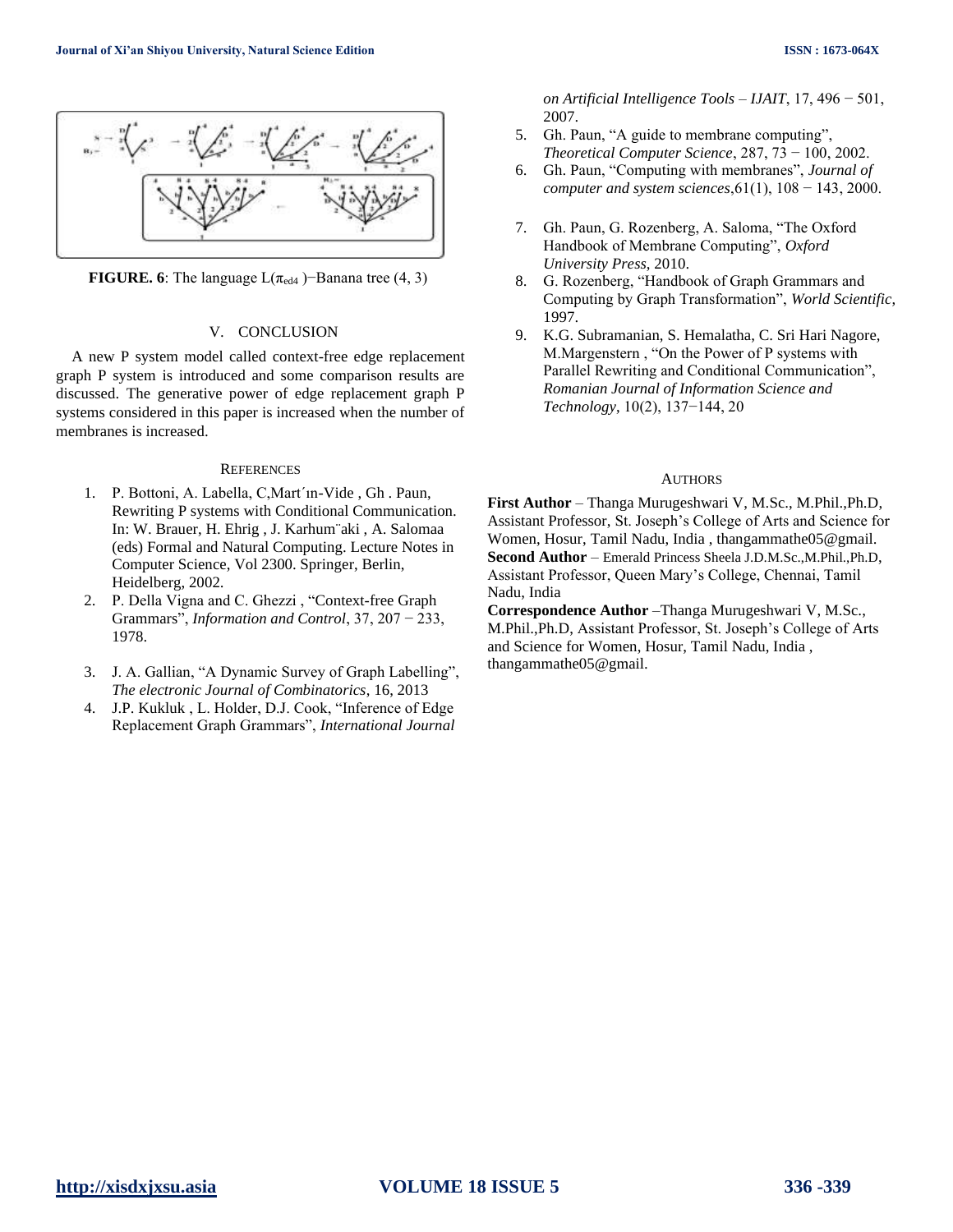FIGURE. 6: The language $L(\pi_{ed4})$−Banana tree (4, 3)

## V. CONCLUSION

A new P system model called context-free edge replacement graph P system is introduced and some comparison results are discussed. The generative power of edge replacement graph P systems considered in this paper is increased when the number of membranes is increased.

## REFERENCES

1. P. Bottoni, A. Labella, C,Mart´ın-Vide , Gh . Paun, Rewriting P systems with Conditional Communication. In: W. Brauer, H. Ehrig , J. Karhum¨aki , A. Salomaa (eds) Formal and Natural Computing. Lecture Notes in Computer Science, Vol 2300. Springer, Berlin, Heidelberg, 2002.
2. P. Della Vigna and C. Ghezzi , "Context-free Graph Grammars", *Information and Control*, 37, 207 − 233, 1978.
3. J. A. Gallian, "A Dynamic Survey of Graph Labelling", *The electronic Journal of Combinatorics*, 16, 2013
4. J.P. Kukluk , L. Holder, D.J. Cook, "Inference of Edge Replacement Graph Grammars", *International Journal on Artificial Intelligence Tools – IJAIT*, 17, 496 − 501, 2007.
5. Gh. Paun, "A guide to membrane computing", *Theoretical Computer Science*, 287, 73 − 100, 2002.
6. Gh. Paun, "Computing with membranes", *Journal of computer and system sciences*,61(1), 108 − 143, 2000.
7. Gh. Paun, G. Rozenberg, A. Saloma, "The Oxford Handbook of Membrane Computing", *Oxford University Press*, 2010.
8. G. Rozenberg, "Handbook of Graph Grammars and Computing by Graph Transformation", *World Scientific*, 1997.
9. K.G. Subramanian, S. Hemalatha, C. Sri Hari Nagore, M.Margenstern , "On the Power of P systems with Parallel Rewriting and Conditional Communication", *Romanian Journal of Information Science and Technology*, 10(2), 137−144, 20

## AUTHORS

**First Author** – Thanga Murugeshwari V, M.Sc., M.Phil.,Ph.D, Assistant Professor, St. Joseph's College of Arts and Science for Women, Hosur, Tamil Nadu, India , thangammathe05@gmail.

**Second Author** – Emerald Princess Sheela J.D.M.Sc.,M.Phil.,Ph.D, Assistant Professor, Queen Mary's College, Chennai, Tamil Nadu, India

**Correspondence Author** –Thanga Murugeshwari V, M.Sc., M.Phil.,Ph.D, Assistant Professor, St. Joseph's College of Arts and Science for Women, Hosur, Tamil Nadu, India , thangammathe05@gmail.